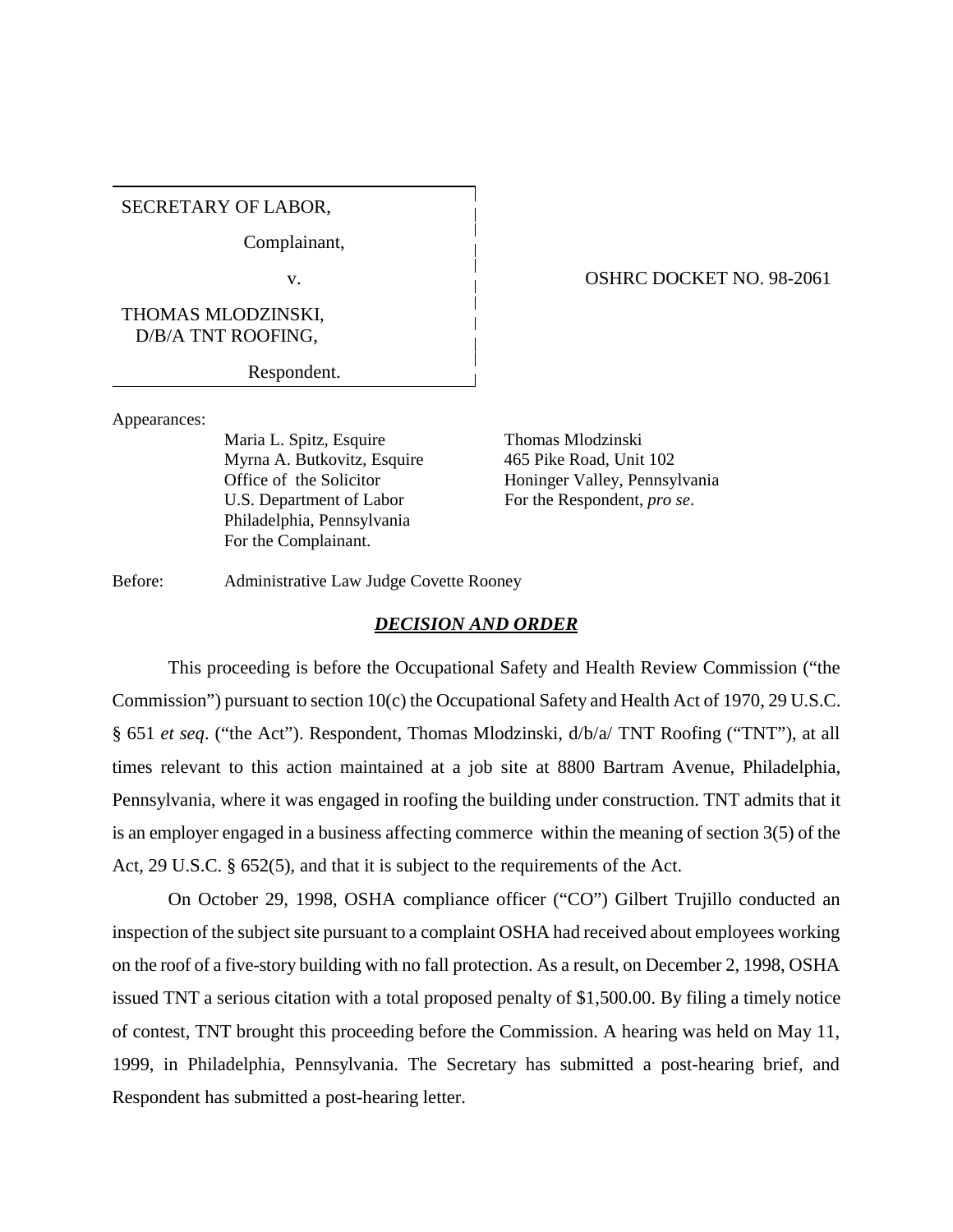SECRETARY OF LABOR,

Complainant,

v.

THOMAS MLODZINSKI,
D/B/A TNT ROOFING,

Respondent.

OSHRC DOCKET NO. 98-2061

Appearances:

Maria L. Spitz, Esquire
Myrna A. Butkovitz, Esquire
Office of the Solicitor
U.S. Department of Labor
Philadelphia, Pennsylvania
For the Complainant.

Thomas Mlodzinski
465 Pike Road, Unit 102
Honinger Valley, Pennsylvania
For the Respondent, *pro se*.

Before: Administrative Law Judge Covette Rooney

## ***DECISION AND ORDER***

This proceeding is before the Occupational Safety and Health Review Commission ("the Commission") pursuant to section 10(c) the Occupational Safety and Health Act of 1970, 29 U.S.C. § 651 *et seq*. ("the Act"). Respondent, Thomas Mlodzinski, d/b/a/ TNT Roofing ("TNT"), at all times relevant to this action maintained at a job site at 8800 Bartram Avenue, Philadelphia, Pennsylvania, where it was engaged in roofing the building under construction. TNT admits that it is an employer engaged in a business affecting commerce within the meaning of section 3(5) of the Act, 29 U.S.C. § 652(5), and that it is subject to the requirements of the Act.

On October 29, 1998, OSHA compliance officer ("CO") Gilbert Trujillo conducted an inspection of the subject site pursuant to a complaint OSHA had received about employees working on the roof of a five-story building with no fall protection. As a result, on December 2, 1998, OSHA issued TNT a serious citation with a total proposed penalty of $1,500.00. By filing a timely notice of contest, TNT brought this proceeding before the Commission. A hearing was held on May 11, 1999, in Philadelphia, Pennsylvania. The Secretary has submitted a post-hearing brief, and Respondent has submitted a post-hearing letter.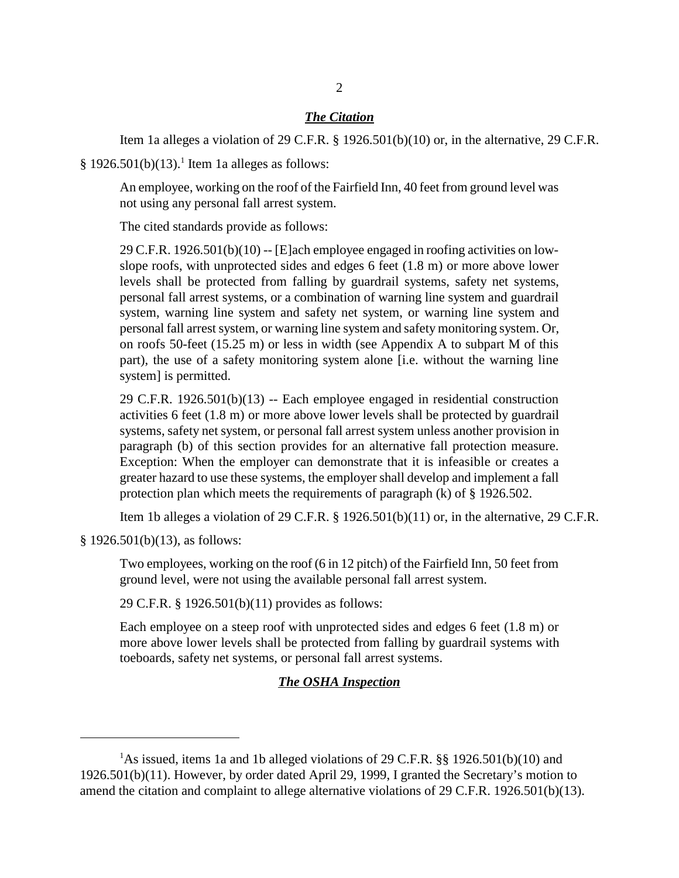### *The Citation*

Item 1a alleges a violation of 29 C.F.R. § 1926.501(b)(10) or, in the alternative, 29 C.F.R. § 1926.501(b)(13).[1] Item 1a alleges as follows:

> An employee, working on the roof of the Fairfield Inn, 40 feet from ground level was not using any personal fall arrest system.
>
> The cited standards provide as follows:
>
> 29 C.F.R. 1926.501(b)(10) -- [E]ach employee engaged in roofing activities on low-slope roofs, with unprotected sides and edges 6 feet (1.8 m) or more above lower levels shall be protected from falling by guardrail systems, safety net systems, personal fall arrest systems, or a combination of warning line system and guardrail system, warning line system and safety net system, or warning line system and personal fall arrest system, or warning line system and safety monitoring system. Or, on roofs 50-feet (15.25 m) or less in width (see Appendix A to subpart M of this part), the use of a safety monitoring system alone [i.e. without the warning line system] is permitted.
>
> 29 C.F.R. 1926.501(b)(13) -- Each employee engaged in residential construction activities 6 feet (1.8 m) or more above lower levels shall be protected by guardrail systems, safety net system, or personal fall arrest system unless another provision in paragraph (b) of this section provides for an alternative fall protection measure. Exception: When the employer can demonstrate that it is infeasible or creates a greater hazard to use these systems, the employer shall develop and implement a fall protection plan which meets the requirements of paragraph (k) of § 1926.502.

Item 1b alleges a violation of 29 C.F.R. § 1926.501(b)(11) or, in the alternative, 29 C.F.R. § 1926.501(b)(13), as follows:

> Two employees, working on the roof (6 in 12 pitch) of the Fairfield Inn, 50 feet from ground level, were not using the available personal fall arrest system.
>
> 29 C.F.R. § 1926.501(b)(11) provides as follows:
>
> Each employee on a steep roof with unprotected sides and edges 6 feet (1.8 m) or more above lower levels shall be protected from falling by guardrail systems with toeboards, safety net systems, or personal fall arrest systems.

### *The OSHA Inspection*

---

[1] As issued, items 1a and 1b alleged violations of 29 C.F.R. §§ 1926.501(b)(10) and 1926.501(b)(11). However, by order dated April 29, 1999, I granted the Secretary's motion to amend the citation and complaint to allege alternative violations of 29 C.F.R. 1926.501(b)(13).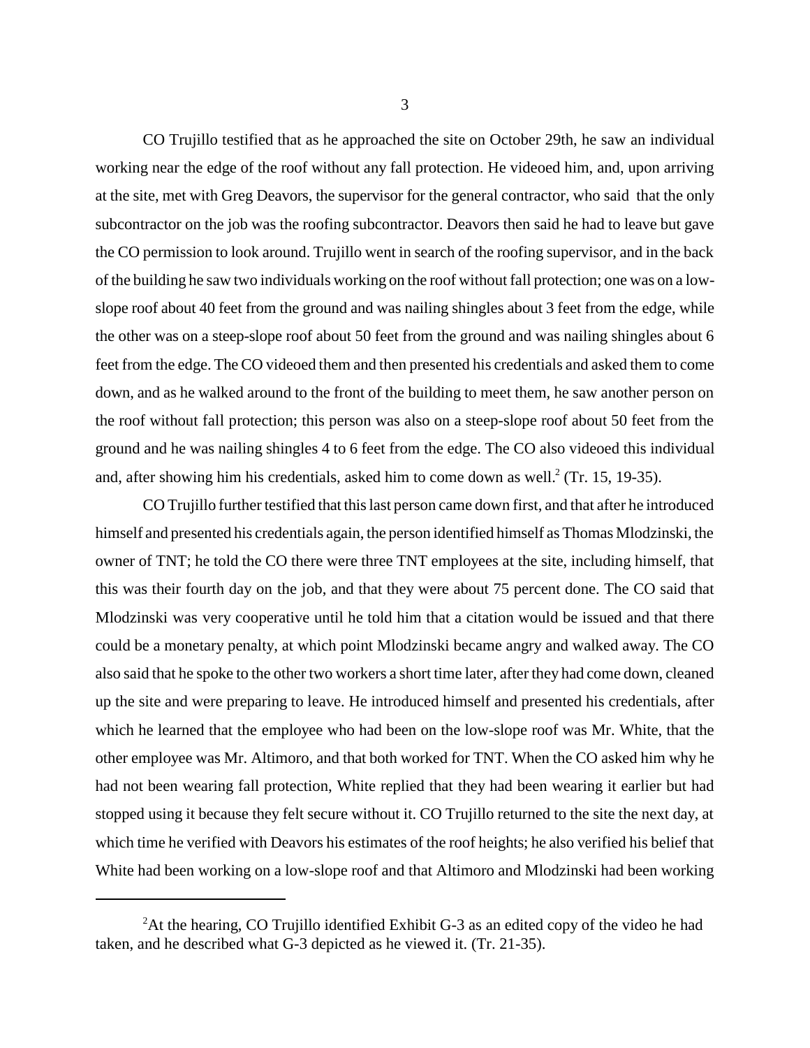CO Trujillo testified that as he approached the site on October 29th, he saw an individual working near the edge of the roof without any fall protection. He videoed him, and, upon arriving at the site, met with Greg Deavors, the supervisor for the general contractor, who said that the only subcontractor on the job was the roofing subcontractor. Deavors then said he had to leave but gave the CO permission to look around. Trujillo went in search of the roofing supervisor, and in the back of the building he saw two individuals working on the roof without fall protection; one was on a low-slope roof about 40 feet from the ground and was nailing shingles about 3 feet from the edge, while the other was on a steep-slope roof about 50 feet from the ground and was nailing shingles about 6 feet from the edge. The CO videoed them and then presented his credentials and asked them to come down, and as he walked around to the front of the building to meet them, he saw another person on the roof without fall protection; this person was also on a steep-slope roof about 50 feet from the ground and he was nailing shingles 4 to 6 feet from the edge. The CO also videoed this individual and, after showing him his credentials, asked him to come down as well.[2] (Tr. 15, 19-35).

CO Trujillo further testified that this last person came down first, and that after he introduced himself and presented his credentials again, the person identified himself as Thomas Mlodzinski, the owner of TNT; he told the CO there were three TNT employees at the site, including himself, that this was their fourth day on the job, and that they were about 75 percent done. The CO said that Mlodzinski was very cooperative until he told him that a citation would be issued and that there could be a monetary penalty, at which point Mlodzinski became angry and walked away. The CO also said that he spoke to the other two workers a short time later, after they had come down, cleaned up the site and were preparing to leave. He introduced himself and presented his credentials, after which he learned that the employee who had been on the low-slope roof was Mr. White, that the other employee was Mr. Altimoro, and that both worked for TNT. When the CO asked him why he had not been wearing fall protection, White replied that they had been wearing it earlier but had stopped using it because they felt secure without it. CO Trujillo returned to the site the next day, at which time he verified with Deavors his estimates of the roof heights; he also verified his belief that White had been working on a low-slope roof and that Altimoro and Mlodzinski had been working

---

[2] At the hearing, CO Trujillo identified Exhibit G-3 as an edited copy of the video he had taken, and he described what G-3 depicted as he viewed it. (Tr. 21-35).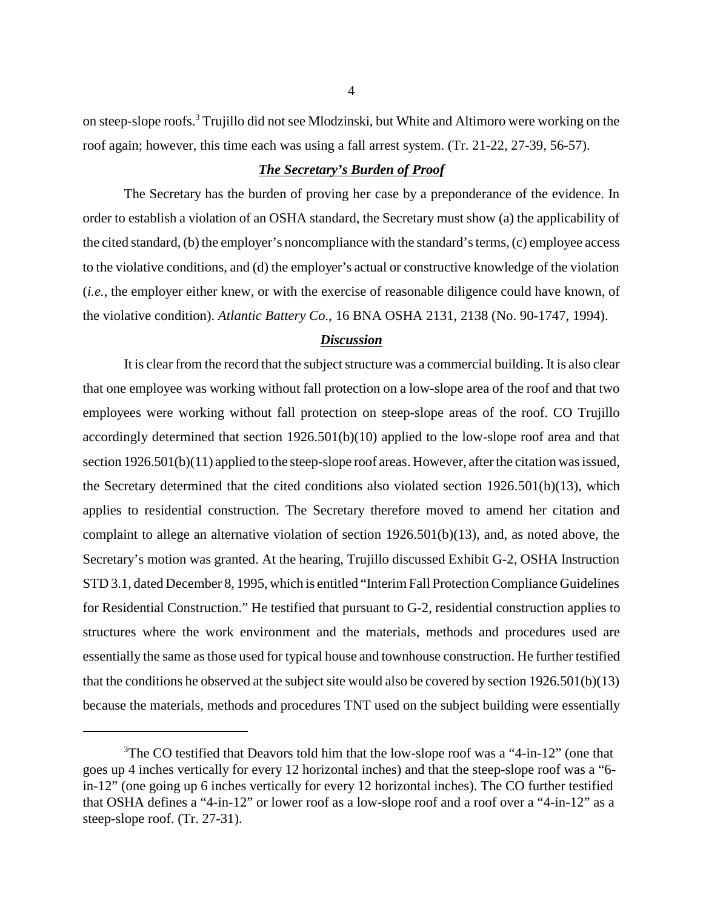on steep-slope roofs.[3] Trujillo did not see Mlodzinski, but White and Altimoro were working on the roof again; however, this time each was using a fall arrest system. (Tr. 21-22, 27-39, 56-57).

### ***The Secretary's Burden of Proof***

The Secretary has the burden of proving her case by a preponderance of the evidence. In order to establish a violation of an OSHA standard, the Secretary must show (a) the applicability of the cited standard, (b) the employer's noncompliance with the standard's terms, (c) employee access to the violative conditions, and (d) the employer's actual or constructive knowledge of the violation (*i.e.*, the employer either knew, or with the exercise of reasonable diligence could have known, of the violative condition). *Atlantic Battery Co.*, 16 BNA OSHA 2131, 2138 (No. 90-1747, 1994).

### ***Discussion***

It is clear from the record that the subject structure was a commercial building. It is also clear that one employee was working without fall protection on a low-slope area of the roof and that two employees were working without fall protection on steep-slope areas of the roof. CO Trujillo accordingly determined that section 1926.501(b)(10) applied to the low-slope roof area and that section 1926.501(b)(11) applied to the steep-slope roof areas. However, after the citation was issued, the Secretary determined that the cited conditions also violated section 1926.501(b)(13), which applies to residential construction. The Secretary therefore moved to amend her citation and complaint to allege an alternative violation of section 1926.501(b)(13), and, as noted above, the Secretary's motion was granted. At the hearing, Trujillo discussed Exhibit G-2, OSHA Instruction STD 3.1, dated December 8, 1995, which is entitled "Interim Fall Protection Compliance Guidelines for Residential Construction." He testified that pursuant to G-2, residential construction applies to structures where the work environment and the materials, methods and procedures used are essentially the same as those used for typical house and townhouse construction. He further testified that the conditions he observed at the subject site would also be covered by section 1926.501(b)(13) because the materials, methods and procedures TNT used on the subject building were essentially

---

[3] The CO testified that Deavors told him that the low-slope roof was a "4-in-12" (one that goes up 4 inches vertically for every 12 horizontal inches) and that the steep-slope roof was a "6-in-12" (one going up 6 inches vertically for every 12 horizontal inches). The CO further testified that OSHA defines a "4-in-12" or lower roof as a low-slope roof and a roof over a "4-in-12" as a steep-slope roof. (Tr. 27-31).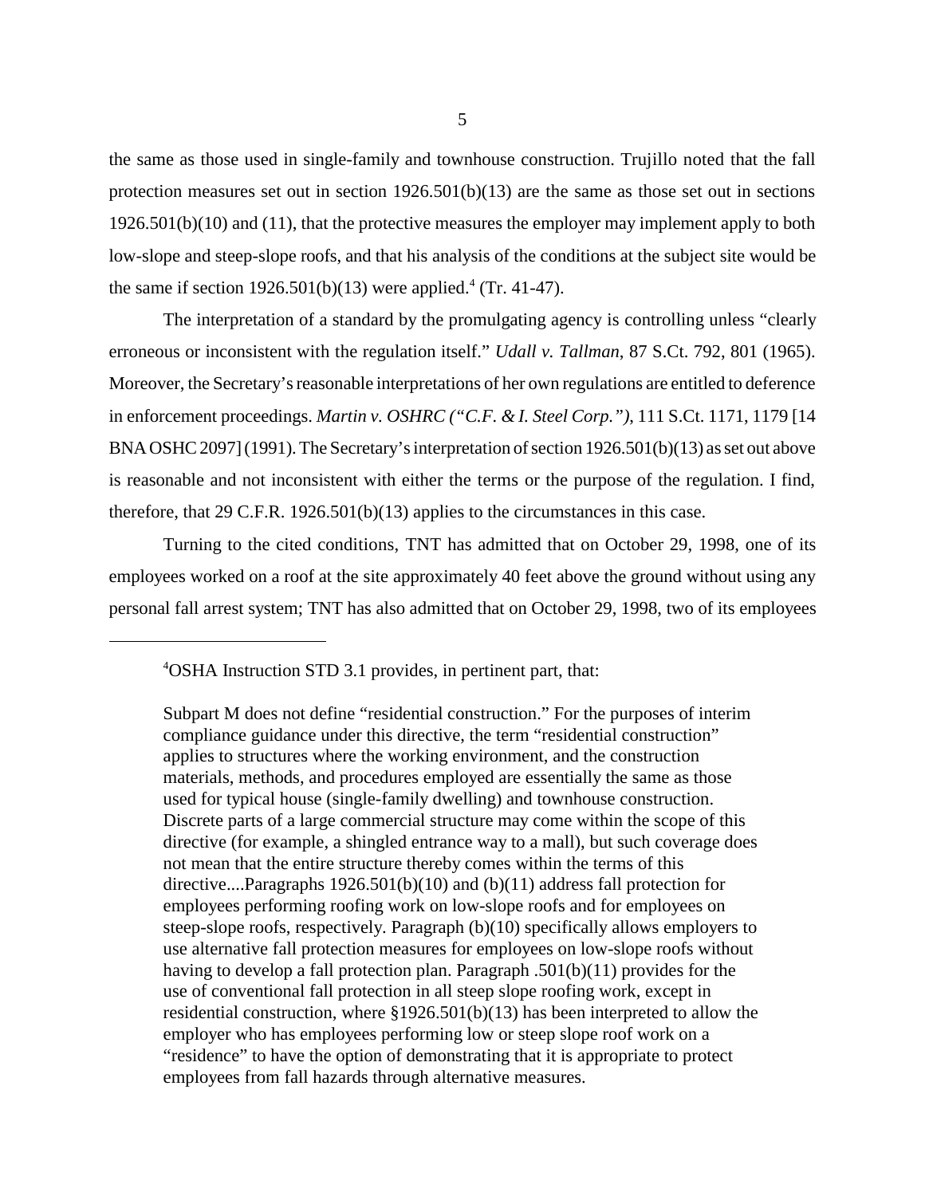the same as those used in single-family and townhouse construction. Trujillo noted that the fall protection measures set out in section 1926.501(b)(13) are the same as those set out in sections 1926.501(b)(10) and (11), that the protective measures the employer may implement apply to both low-slope and steep-slope roofs, and that his analysis of the conditions at the subject site would be the same if section 1926.501(b)(13) were applied.[4] (Tr. 41-47).

The interpretation of a standard by the promulgating agency is controlling unless "clearly erroneous or inconsistent with the regulation itself." *Udall v. Tallman*, 87 S.Ct. 792, 801 (1965). Moreover, the Secretary's reasonable interpretations of her own regulations are entitled to deference in enforcement proceedings. *Martin v. OSHRC ("C.F. & I. Steel Corp.")*, 111 S.Ct. 1171, 1179 [14 BNA OSHC 2097] (1991). The Secretary's interpretation of section 1926.501(b)(13) as set out above is reasonable and not inconsistent with either the terms or the purpose of the regulation. I find, therefore, that 29 C.F.R. 1926.501(b)(13) applies to the circumstances in this case.

Turning to the cited conditions, TNT has admitted that on October 29, 1998, one of its employees worked on a roof at the site approximately 40 feet above the ground without using any personal fall arrest system; TNT has also admitted that on October 29, 1998, two of its employees

---

[4]OSHA Instruction STD 3.1 provides, in pertinent part, that:

> Subpart M does not define "residential construction." For the purposes of interim compliance guidance under this directive, the term "residential construction" applies to structures where the working environment, and the construction materials, methods, and procedures employed are essentially the same as those used for typical house (single-family dwelling) and townhouse construction. Discrete parts of a large commercial structure may come within the scope of this directive (for example, a shingled entrance way to a mall), but such coverage does not mean that the entire structure thereby comes within the terms of this directive....Paragraphs 1926.501(b)(10) and (b)(11) address fall protection for employees performing roofing work on low-slope roofs and for employees on steep-slope roofs, respectively. Paragraph (b)(10) specifically allows employers to use alternative fall protection measures for employees on low-slope roofs without having to develop a fall protection plan. Paragraph .501(b)(11) provides for the use of conventional fall protection in all steep slope roofing work, except in residential construction, where §1926.501(b)(13) has been interpreted to allow the employer who has employees performing low or steep slope roof work on a "residence" to have the option of demonstrating that it is appropriate to protect employees from fall hazards through alternative measures.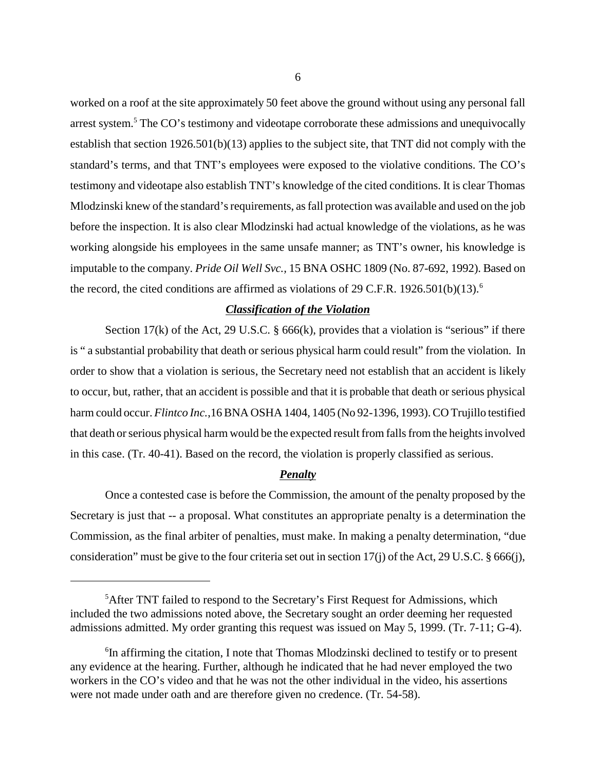worked on a roof at the site approximately 50 feet above the ground without using any personal fall arrest system.[5] The CO's testimony and videotape corroborate these admissions and unequivocally establish that section 1926.501(b)(13) applies to the subject site, that TNT did not comply with the standard's terms, and that TNT's employees were exposed to the violative conditions. The CO's testimony and videotape also establish TNT's knowledge of the cited conditions. It is clear Thomas Mlodzinski knew of the standard's requirements, as fall protection was available and used on the job before the inspection. It is also clear Mlodzinski had actual knowledge of the violations, as he was working alongside his employees in the same unsafe manner; as TNT's owner, his knowledge is imputable to the company. *Pride Oil Well Svc.*, 15 BNA OSHC 1809 (No. 87-692, 1992). Based on the record, the cited conditions are affirmed as violations of 29 C.F.R. 1926.501(b)(13).[6]

***Classification of the Violation***

Section 17(k) of the Act, 29 U.S.C. § 666(k), provides that a violation is "serious" if there is " a substantial probability that death or serious physical harm could result" from the violation. In order to show that a violation is serious, the Secretary need not establish that an accident is likely to occur, but, rather, that an accident is possible and that it is probable that death or serious physical harm could occur. *Flintco Inc.*,16 BNA OSHA 1404, 1405 (No 92-1396, 1993). CO Trujillo testified that death or serious physical harm would be the expected result from falls from the heights involved in this case. (Tr. 40-41). Based on the record, the violation is properly classified as serious.

***Penalty***

Once a contested case is before the Commission, the amount of the penalty proposed by the Secretary is just that -- a proposal. What constitutes an appropriate penalty is a determination the Commission, as the final arbiter of penalties, must make. In making a penalty determination, "due consideration" must be give to the four criteria set out in section 17(j) of the Act, 29 U.S.C. § 666(j),

---

[5]After TNT failed to respond to the Secretary's First Request for Admissions, which included the two admissions noted above, the Secretary sought an order deeming her requested admissions admitted. My order granting this request was issued on May 5, 1999. (Tr. 7-11; G-4).

[6]In affirming the citation, I note that Thomas Mlodzinski declined to testify or to present any evidence at the hearing. Further, although he indicated that he had never employed the two workers in the CO's video and that he was not the other individual in the video, his assertions were not made under oath and are therefore given no credence. (Tr. 54-58).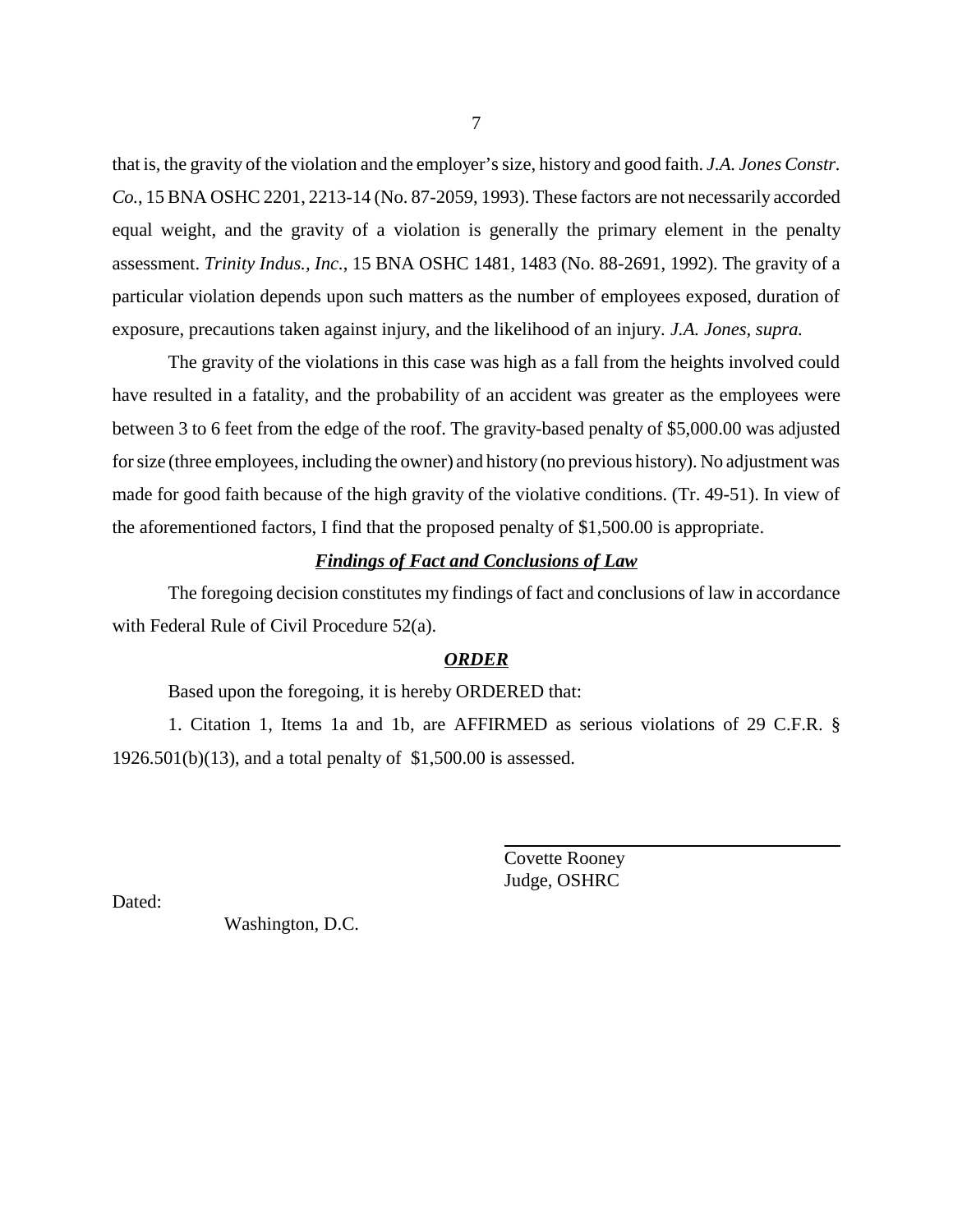that is, the gravity of the violation and the employer's size, history and good faith. *J.A. Jones Constr. Co.*, 15 BNA OSHC 2201, 2213-14 (No. 87-2059, 1993). These factors are not necessarily accorded equal weight, and the gravity of a violation is generally the primary element in the penalty assessment. *Trinity Indus., Inc.*, 15 BNA OSHC 1481, 1483 (No. 88-2691, 1992). The gravity of a particular violation depends upon such matters as the number of employees exposed, duration of exposure, precautions taken against injury, and the likelihood of an injury. *J.A. Jones, supra.*

The gravity of the violations in this case was high as a fall from the heights involved could have resulted in a fatality, and the probability of an accident was greater as the employees were between 3 to 6 feet from the edge of the roof. The gravity-based penalty of $5,000.00 was adjusted for size (three employees, including the owner) and history (no previous history). No adjustment was made for good faith because of the high gravity of the violative conditions. (Tr. 49-51). In view of the aforementioned factors, I find that the proposed penalty of $1,500.00 is appropriate.

## ***Findings of Fact and Conclusions of Law***

The foregoing decision constitutes my findings of fact and conclusions of law in accordance with Federal Rule of Civil Procedure 52(a).

## ***ORDER***

Based upon the foregoing, it is hereby ORDERED that:

1. Citation 1, Items 1a and 1b, are AFFIRMED as serious violations of 29 C.F.R. § 1926.501(b)(13), and a total penalty of $1,500.00 is assessed.

Covette Rooney
Judge, OSHRC

Dated:

Washington, D.C.